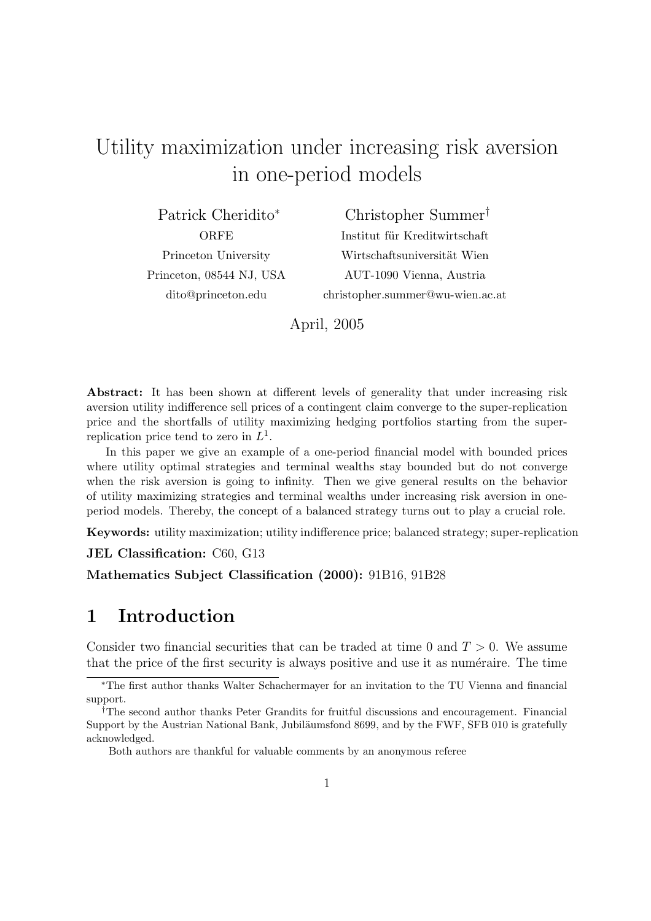# Utility maximization under increasing risk aversion in one-period models

Patrick Cheridito[*]
ORFE
Princeton University
Princeton, 08544 NJ, USA
dito@princeton.edu

Christopher Summer[†]
Institut für Kreditwirtschaft
Wirtschaftsuniversität Wien
AUT-1090 Vienna, Austria
christopher.summer@wu-wien.ac.at

April, 2005

**Abstract:** It has been shown at different levels of generality that under increasing risk aversion utility indifference sell prices of a contingent claim converge to the super-replication price and the shortfalls of utility maximizing hedging portfolios starting from the super-replication price tend to zero in $L^1$.

In this paper we give an example of a one-period financial model with bounded prices where utility optimal strategies and terminal wealths stay bounded but do not converge when the risk aversion is going to infinity. Then we give general results on the behavior of utility maximizing strategies and terminal wealths under increasing risk aversion in one-period models. Thereby, the concept of a balanced strategy turns out to play a crucial role.

**Keywords:** utility maximization; utility indifference price; balanced strategy; super-replication

**JEL Classification:** C60, G13

**Mathematics Subject Classification (2000):** 91B16, 91B28

## 1 Introduction

Consider two financial securities that can be traded at time 0 and $T > 0$. We assume that the price of the first security is always positive and use it as numéraire. The time

---

[*] The first author thanks Walter Schachermayer for an invitation to the TU Vienna and financial support.

[†] The second author thanks Peter Grandits for fruitful discussions and encouragement. Financial Support by the Austrian National Bank, Jubiläumsfond 8699, and by the FWF, SFB 010 is gratefully acknowledged.

Both authors are thankful for valuable comments by an anonymous referee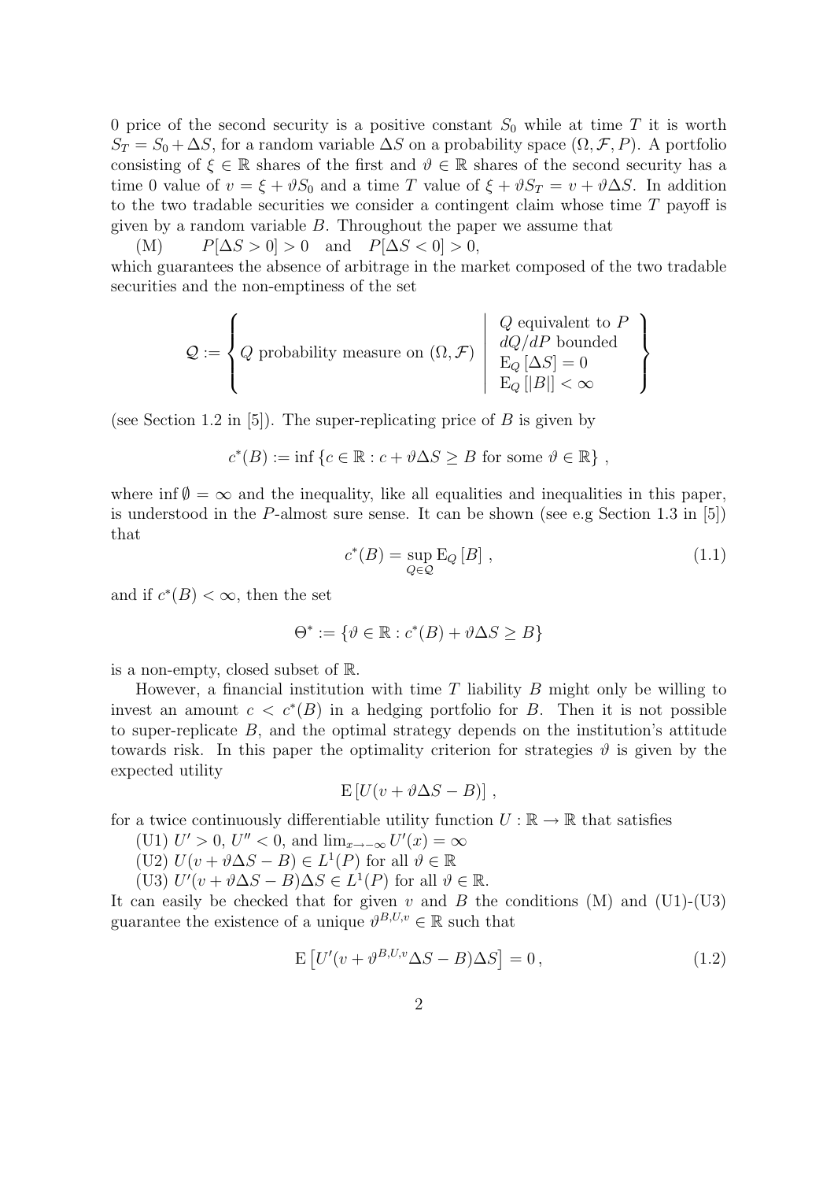0 price of the second security is a positive constant $S_0$ while at time $T$ it is worth $S_T = S_0 + \Delta S$, for a random variable $\Delta S$ on a probability space $(\Omega, \mathcal{F}, P)$. A portfolio consisting of $\xi \in \mathbb{R}$ shares of the first and $\vartheta \in \mathbb{R}$ shares of the second security has a time 0 value of $v = \xi + \vartheta S_0$ and a time $T$ value of $\xi + \vartheta S_T = v + \vartheta \Delta S$. In addition to the two tradable securities we consider a contingent claim whose time $T$ payoff is given by a random variable $B$. Throughout the paper we assume that

(M) $\quad P[\Delta S > 0] > 0 \quad \text{and} \quad P[\Delta S < 0] > 0,$

which guarantees the absence of arbitrage in the market composed of the two tradable securities and the non-emptiness of the set

$$\mathcal{Q} := \left\{ Q \text{ probability measure on } (\Omega, \mathcal{F}) \;\middle|\; \begin{array}{l} Q \text{ equivalent to } P \\ dQ/dP \text{ bounded} \\ \mathrm{E}_Q[\Delta S] = 0 \\ \mathrm{E}_Q[|B|] < \infty \end{array} \right\}$$

(see Section 1.2 in [5]). The super-replicating price of $B$ is given by

$$c^*(B) := \inf \{ c \in \mathbb{R} : c + \vartheta \Delta S \geq B \text{ for some } \vartheta \in \mathbb{R} \},$$

where $\inf \emptyset = \infty$ and the inequality, like all equalities and inequalities in this paper, is understood in the $P$-almost sure sense. It can be shown (see e.g Section 1.3 in [5]) that

$$c^*(B) = \sup_{Q \in \mathcal{Q}} \mathrm{E}_Q[B], \tag{1.1}$$

and if $c^*(B) < \infty$, then the set

$$\Theta^* := \{ \vartheta \in \mathbb{R} : c^*(B) + \vartheta \Delta S \geq B \}$$

is a non-empty, closed subset of $\mathbb{R}$.

However, a financial institution with time $T$ liability $B$ might only be willing to invest an amount $c < c^*(B)$ in a hedging portfolio for $B$. Then it is not possible to super-replicate $B$, and the optimal strategy depends on the institution's attitude towards risk. In this paper the optimality criterion for strategies $\vartheta$ is given by the expected utility

$$\mathrm{E}[U(v + \vartheta \Delta S - B)],$$

for a twice continuously differentiable utility function $U : \mathbb{R} \to \mathbb{R}$ that satisfies

(U1) $U' > 0$, $U'' < 0$, and $\lim_{x \to -\infty} U'(x) = \infty$

(U2) $U(v + \vartheta \Delta S - B) \in L^1(P)$ for all $\vartheta \in \mathbb{R}$

(U3) $U'(v + \vartheta \Delta S - B) \Delta S \in L^1(P)$ for all $\vartheta \in \mathbb{R}$.

It can easily be checked that for given $v$ and $B$ the conditions (M) and (U1)-(U3) guarantee the existence of a unique $\vartheta^{B,U,v} \in \mathbb{R}$ such that

$$\mathrm{E}\left[ U'(v + \vartheta^{B,U,v} \Delta S - B) \Delta S \right] = 0, \tag{1.2}$$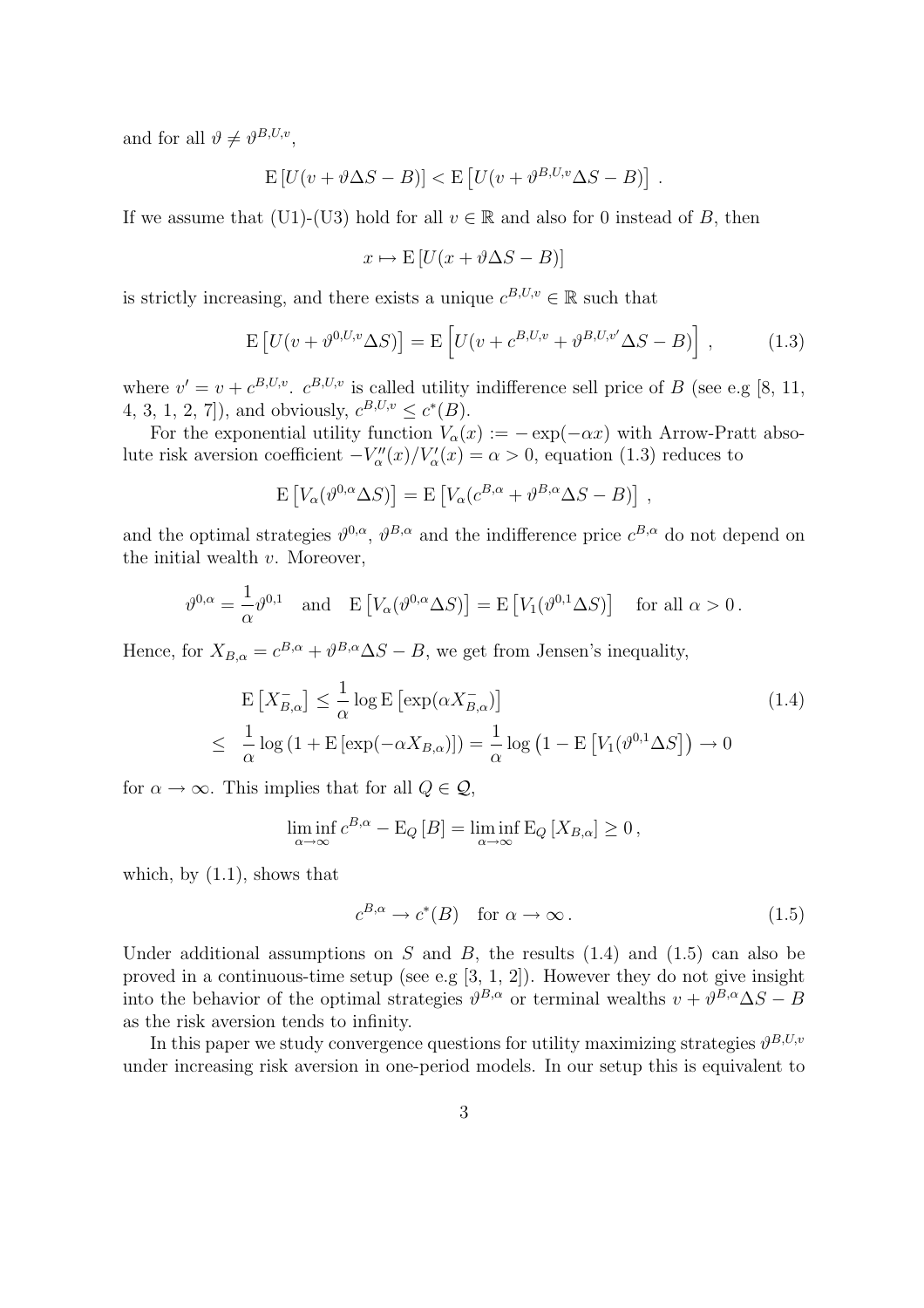and for all $\vartheta \neq \vartheta^{B,U,v}$,

$$\mathrm{E}\left[U(v + \vartheta \Delta S - B)\right] < \mathrm{E}\left[U(v + \vartheta^{B,U,v} \Delta S - B)\right] \,.$$

If we assume that (U1)-(U3) hold for all $v \in \mathbb{R}$ and also for 0 instead of $B$, then

$$x \mapsto \mathrm{E}\left[U(x + \vartheta \Delta S - B)\right]$$

is strictly increasing, and there exists a unique $c^{B,U,v} \in \mathbb{R}$ such that

$$\mathrm{E}\left[U(v + \vartheta^{0,U,v} \Delta S)\right] = \mathrm{E}\left[U(v + c^{B,U,v} + \vartheta^{B,U,v'} \Delta S - B)\right] \,, \tag{1.3}$$

where $v' = v + c^{B,U,v}$. $c^{B,U,v}$ is called utility indifference sell price of $B$ (see e.g [8, 11, 4, 3, 1, 2, 7]), and obviously, $c^{B,U,v} \leq c^*(B)$.

For the exponential utility function $V_\alpha(x) := -\exp(-\alpha x)$ with Arrow-Pratt absolute risk aversion coefficient $-V_\alpha''(x)/V_\alpha'(x) = \alpha > 0$, equation (1.3) reduces to

$$\mathrm{E}\left[V_\alpha(\vartheta^{0,\alpha} \Delta S)\right] = \mathrm{E}\left[V_\alpha(c^{B,\alpha} + \vartheta^{B,\alpha} \Delta S - B)\right] \,,$$

and the optimal strategies $\vartheta^{0,\alpha}$, $\vartheta^{B,\alpha}$ and the indifference price $c^{B,\alpha}$ do not depend on the initial wealth $v$. Moreover,

$$\vartheta^{0,\alpha} = \frac{1}{\alpha}\vartheta^{0,1} \quad \text{and} \quad \mathrm{E}\left[V_\alpha(\vartheta^{0,\alpha} \Delta S)\right] = \mathrm{E}\left[V_1(\vartheta^{0,1} \Delta S)\right] \quad \text{for all } \alpha > 0 \,.$$

Hence, for $X_{B,\alpha} = c^{B,\alpha} + \vartheta^{B,\alpha} \Delta S - B$, we get from Jensen's inequality,

$$\begin{aligned} \mathrm{E}\left[X_{B,\alpha}^-\right] &\leq \frac{1}{\alpha} \log \mathrm{E}\left[\exp(\alpha X_{B,\alpha}^-)\right] \\ &\leq \frac{1}{\alpha} \log\left(1 + \mathrm{E}\left[\exp(-\alpha X_{B,\alpha})\right]\right) = \frac{1}{\alpha} \log\left(1 - \mathrm{E}\left[V_1(\vartheta^{0,1} \Delta S\right]\right) \to 0 \end{aligned} \tag{1.4}$$

for $\alpha \to \infty$. This implies that for all $Q \in \mathcal{Q}$,

$$\liminf_{\alpha \to \infty} c^{B,\alpha} - \mathrm{E}_Q\left[B\right] = \liminf_{\alpha \to \infty} \mathrm{E}_Q\left[X_{B,\alpha}\right] \geq 0 \,,$$

which, by (1.1), shows that

$$c^{B,\alpha} \to c^*(B) \quad \text{for } \alpha \to \infty \,. \tag{1.5}$$

Under additional assumptions on $S$ and $B$, the results (1.4) and (1.5) can also be proved in a continuous-time setup (see e.g [3, 1, 2]). However they do not give insight into the behavior of the optimal strategies $\vartheta^{B,\alpha}$ or terminal wealths $v + \vartheta^{B,\alpha} \Delta S - B$ as the risk aversion tends to infinity.

In this paper we study convergence questions for utility maximizing strategies $\vartheta^{B,U,v}$ under increasing risk aversion in one-period models. In our setup this is equivalent to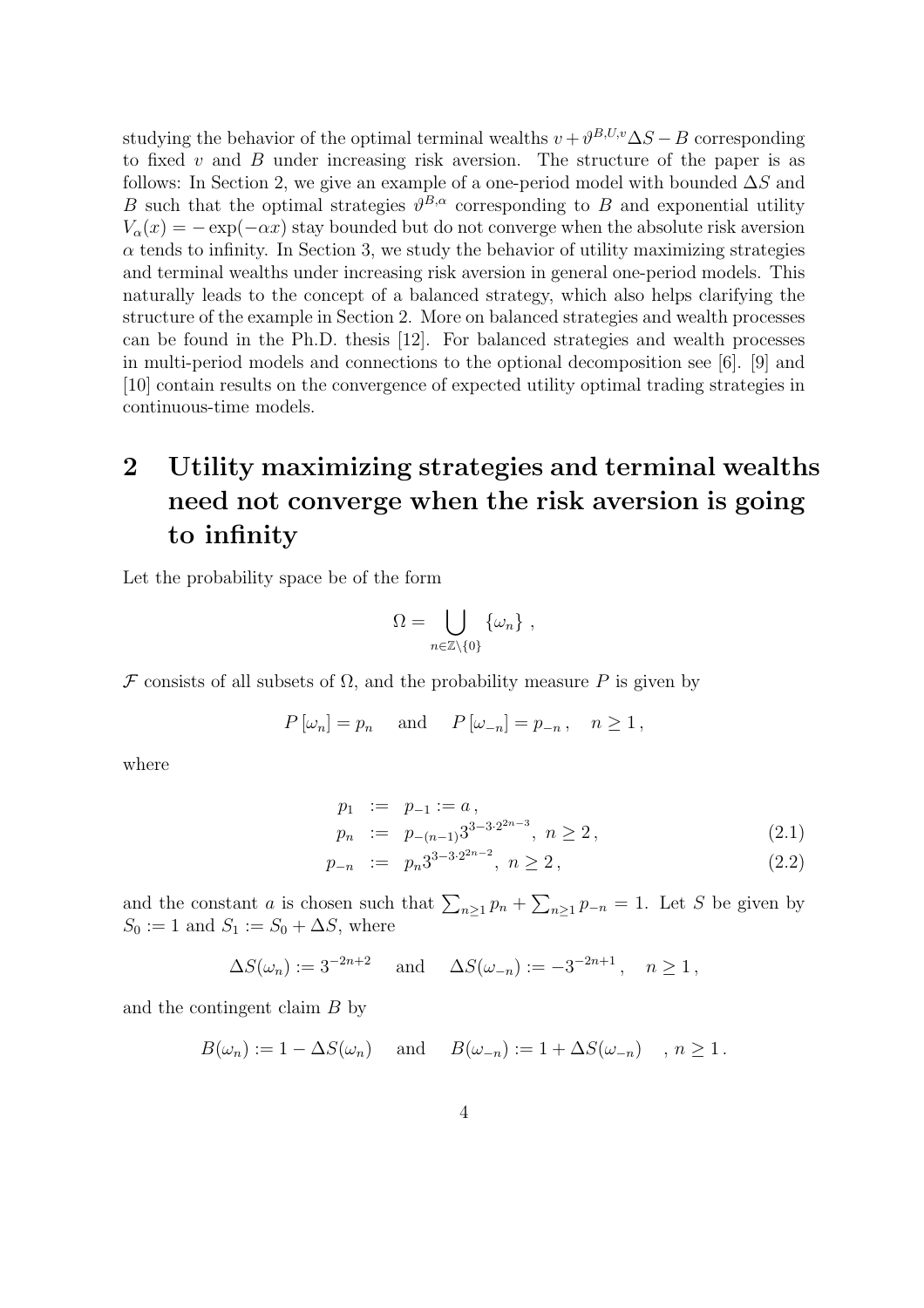studying the behavior of the optimal terminal wealths $v + \vartheta^{B,U,v}\Delta S - B$ corresponding to fixed $v$ and $B$ under increasing risk aversion. The structure of the paper is as follows: In Section 2, we give an example of a one-period model with bounded $\Delta S$ and $B$ such that the optimal strategies $\vartheta^{B,\alpha}$ corresponding to $B$ and exponential utility $V_\alpha(x) = -\exp(-\alpha x)$ stay bounded but do not converge when the absolute risk aversion $\alpha$ tends to infinity. In Section 3, we study the behavior of utility maximizing strategies and terminal wealths under increasing risk aversion in general one-period models. This naturally leads to the concept of a balanced strategy, which also helps clarifying the structure of the example in Section 2. More on balanced strategies and wealth processes can be found in the Ph.D. thesis [12]. For balanced strategies and wealth processes in multi-period models and connections to the optional decomposition see [6]. [9] and [10] contain results on the convergence of expected utility optimal trading strategies in continuous-time models.

# 2 Utility maximizing strategies and terminal wealths need not converge when the risk aversion is going to infinity

Let the probability space be of the form

$$\Omega = \bigcup_{n \in \mathbb{Z}\setminus\{0\}} \{\omega_n\}\,,$$

$\mathcal{F}$ consists of all subsets of $\Omega$, and the probability measure $P$ is given by

$$P\left[\omega_n\right] = p_n \quad \text{and} \quad P\left[\omega_{-n}\right] = p_{-n}\,, \quad n \geq 1\,,$$

where

$$p_1 := p_{-1} := a\,,$$

$$p_n := p_{-(n-1)} 3^{3-3\cdot 2^{2n-3}}\,,\ n \geq 2\,, \tag{2.1}$$

$$p_{-n} := p_n 3^{3-3\cdot 2^{2n-2}}\,,\ n \geq 2\,, \tag{2.2}$$

and the constant $a$ is chosen such that $\sum_{n\geq 1} p_n + \sum_{n\geq 1} p_{-n} = 1$. Let $S$ be given by $S_0 := 1$ and $S_1 := S_0 + \Delta S$, where

$$\Delta S(\omega_n) := 3^{-2n+2} \quad \text{and} \quad \Delta S(\omega_{-n}) := -3^{-2n+1}\,, \quad n \geq 1\,,$$

and the contingent claim $B$ by

$$B(\omega_n) := 1 - \Delta S(\omega_n) \quad \text{and} \quad B(\omega_{-n}) := 1 + \Delta S(\omega_{-n}) \quad , n \geq 1\,.$$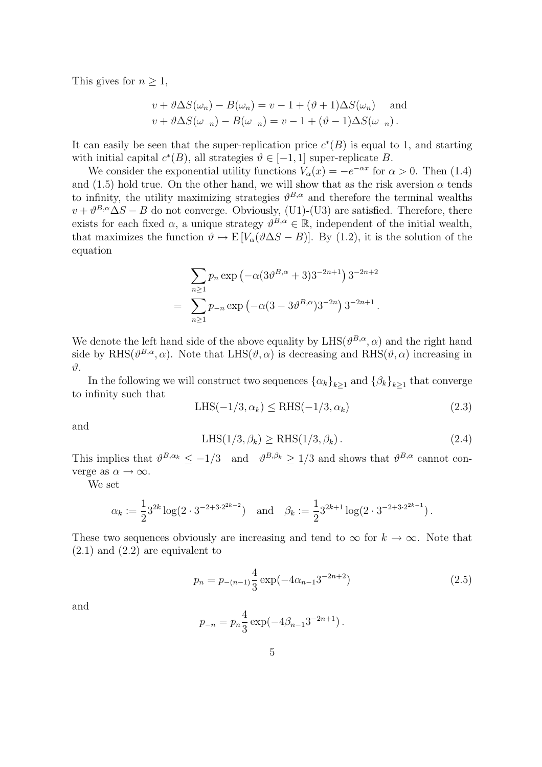This gives for $n \geq 1$,

$$
\begin{aligned}
v + \vartheta \Delta S(\omega_n) - B(\omega_n) &= v - 1 + (\vartheta + 1)\Delta S(\omega_n) \quad \text{and} \\
v + \vartheta \Delta S(\omega_{-n}) - B(\omega_{-n}) &= v - 1 + (\vartheta - 1)\Delta S(\omega_{-n}) \,.
\end{aligned}
$$

It can easily be seen that the super-replication price $c^*(B)$ is equal to 1, and starting with initial capital $c^*(B)$, all strategies $\vartheta \in [-1, 1]$ super-replicate $B$.

We consider the exponential utility functions $V_\alpha(x) = -e^{-\alpha x}$ for $\alpha > 0$. Then (1.4) and (1.5) hold true. On the other hand, we will show that as the risk aversion $\alpha$ tends to infinity, the utility maximizing strategies $\vartheta^{B,\alpha}$ and therefore the terminal wealths $v + \vartheta^{B,\alpha}\Delta S - B$ do not converge. Obviously, (U1)-(U3) are satisfied. Therefore, there exists for each fixed $\alpha$, a unique strategy $\vartheta^{B,\alpha} \in \mathbb{R}$, independent of the initial wealth, that maximizes the function $\vartheta \mapsto \mathrm{E}\left[V_\alpha(\vartheta \Delta S - B)\right]$. By (1.2), it is the solution of the equation

$$
\begin{aligned}
& \sum_{n \geq 1} p_n \exp\left(-\alpha(3\vartheta^{B,\alpha} + 3)3^{-2n+1}\right) 3^{-2n+2} \\
= \; & \sum_{n \geq 1} p_{-n} \exp\left(-\alpha(3 - 3\vartheta^{B,\alpha})3^{-2n}\right) 3^{-2n+1} \,.
\end{aligned}
$$

We denote the left hand side of the above equality by $\mathrm{LHS}(\vartheta^{B,\alpha}, \alpha)$ and the right hand side by $\mathrm{RHS}(\vartheta^{B,\alpha}, \alpha)$. Note that $\mathrm{LHS}(\vartheta, \alpha)$ is decreasing and $\mathrm{RHS}(\vartheta, \alpha)$ increasing in $\vartheta$.

In the following we will construct two sequences $\{\alpha_k\}_{k \geq 1}$ and $\{\beta_k\}_{k \geq 1}$ that converge to infinity such that

$$
\mathrm{LHS}(-1/3, \alpha_k) \leq \mathrm{RHS}(-1/3, \alpha_k) \tag{2.3}
$$

and

$$
\mathrm{LHS}(1/3, \beta_k) \geq \mathrm{RHS}(1/3, \beta_k) \,. \tag{2.4}
$$

This implies that $\vartheta^{B,\alpha_k} \leq -1/3$ and $\vartheta^{B,\beta_k} \geq 1/3$ and shows that $\vartheta^{B,\alpha}$ cannot converge as $\alpha \to \infty$.

We set

$$
\alpha_k := \frac{1}{2} 3^{2k} \log(2 \cdot 3^{-2+3 \cdot 2^{2k-2}}) \quad \text{and} \quad \beta_k := \frac{1}{2} 3^{2k+1} \log(2 \cdot 3^{-2+3 \cdot 2^{2k-1}}) \,.
$$

These two sequences obviously are increasing and tend to $\infty$ for $k \to \infty$. Note that (2.1) and (2.2) are equivalent to

$$
p_n = p_{-(n-1)} \frac{4}{3} \exp(-4\alpha_{n-1} 3^{-2n+2}) \tag{2.5}
$$

and

$$
p_{-n} = p_n \frac{4}{3} \exp(-4\beta_{n-1} 3^{-2n+1}) \,.
$$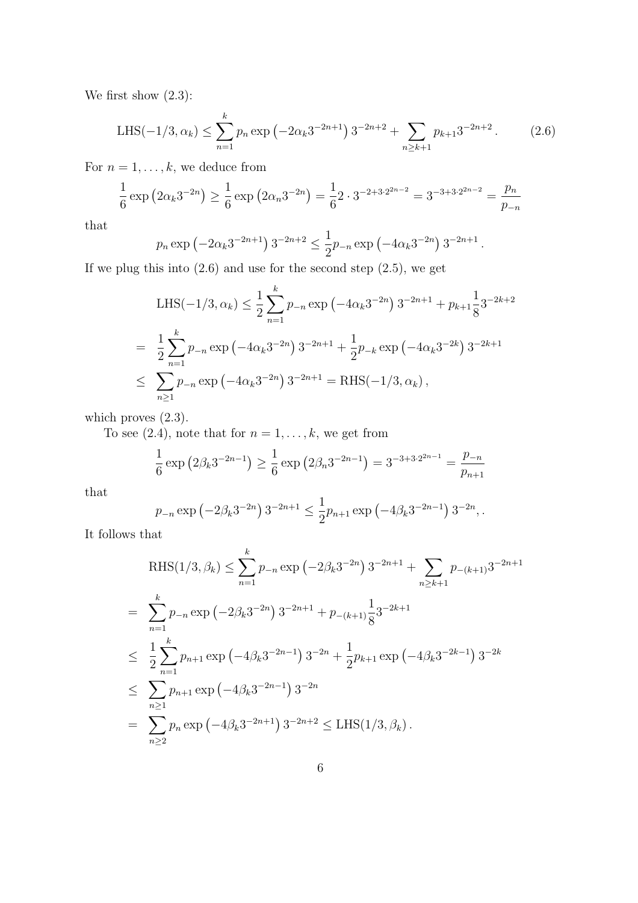We first show (2.3):

$$\mathrm{LHS}(-1/3,\alpha_k) \le \sum_{n=1}^{k} p_n \exp\left(-2\alpha_k 3^{-2n+1}\right) 3^{-2n+2} + \sum_{n\ge k+1} p_{k+1} 3^{-2n+2}\,. \tag{2.6}$$

For $n = 1,\dots,k$, we deduce from

$$\frac{1}{6}\exp\left(2\alpha_k 3^{-2n}\right) \ge \frac{1}{6}\exp\left(2\alpha_n 3^{-2n}\right) = \frac{1}{6} 2\cdot 3^{-2+3\cdot 2^{2n-2}} = 3^{-3+3\cdot 2^{2n-2}} = \frac{p_n}{p_{-n}}$$

that

$$p_n \exp\left(-2\alpha_k 3^{-2n+1}\right) 3^{-2n+2} \le \frac{1}{2} p_{-n} \exp\left(-4\alpha_k 3^{-2n}\right) 3^{-2n+1}\,.$$

If we plug this into (2.6) and use for the second step (2.5), we get

$$\begin{aligned}
&\mathrm{LHS}(-1/3,\alpha_k) \le \frac{1}{2}\sum_{n=1}^{k} p_{-n} \exp\left(-4\alpha_k 3^{-2n}\right) 3^{-2n+1} + p_{k+1}\frac{1}{8} 3^{-2k+2} \\
= \;& \frac{1}{2}\sum_{n=1}^{k} p_{-n} \exp\left(-4\alpha_k 3^{-2n}\right) 3^{-2n+1} + \frac{1}{2} p_{-k} \exp\left(-4\alpha_k 3^{-2k}\right) 3^{-2k+1} \\
\le \;& \sum_{n\ge 1} p_{-n} \exp\left(-4\alpha_k 3^{-2n}\right) 3^{-2n+1} = \mathrm{RHS}(-1/3,\alpha_k)\,,
\end{aligned}$$

which proves (2.3).

To see (2.4), note that for $n = 1,\dots,k$, we get from

$$\frac{1}{6}\exp\left(2\beta_k 3^{-2n-1}\right) \ge \frac{1}{6}\exp\left(2\beta_n 3^{-2n-1}\right) = 3^{-3+3\cdot 2^{2n-1}} = \frac{p_{-n}}{p_{n+1}}$$

that

$$p_{-n} \exp\left(-2\beta_k 3^{-2n}\right) 3^{-2n+1} \le \frac{1}{2} p_{n+1} \exp\left(-4\beta_k 3^{-2n-1}\right) 3^{-2n},.$$

It follows that

$$\begin{aligned}
&\mathrm{RHS}(1/3,\beta_k) \le \sum_{n=1}^{k} p_{-n} \exp\left(-2\beta_k 3^{-2n}\right) 3^{-2n+1} + \sum_{n\ge k+1} p_{-(k+1)} 3^{-2n+1} \\
= \;& \sum_{n=1}^{k} p_{-n} \exp\left(-2\beta_k 3^{-2n}\right) 3^{-2n+1} + p_{-(k+1)}\frac{1}{8} 3^{-2k+1} \\
\le \;& \frac{1}{2}\sum_{n=1}^{k} p_{n+1} \exp\left(-4\beta_k 3^{-2n-1}\right) 3^{-2n} + \frac{1}{2} p_{k+1} \exp\left(-4\beta_k 3^{-2k-1}\right) 3^{-2k} \\
\le \;& \sum_{n\ge 1} p_{n+1} \exp\left(-4\beta_k 3^{-2n-1}\right) 3^{-2n} \\
= \;& \sum_{n\ge 2} p_{n} \exp\left(-4\beta_k 3^{-2n+1}\right) 3^{-2n+2} \le \mathrm{LHS}(1/3,\beta_k)\,.
\end{aligned}$$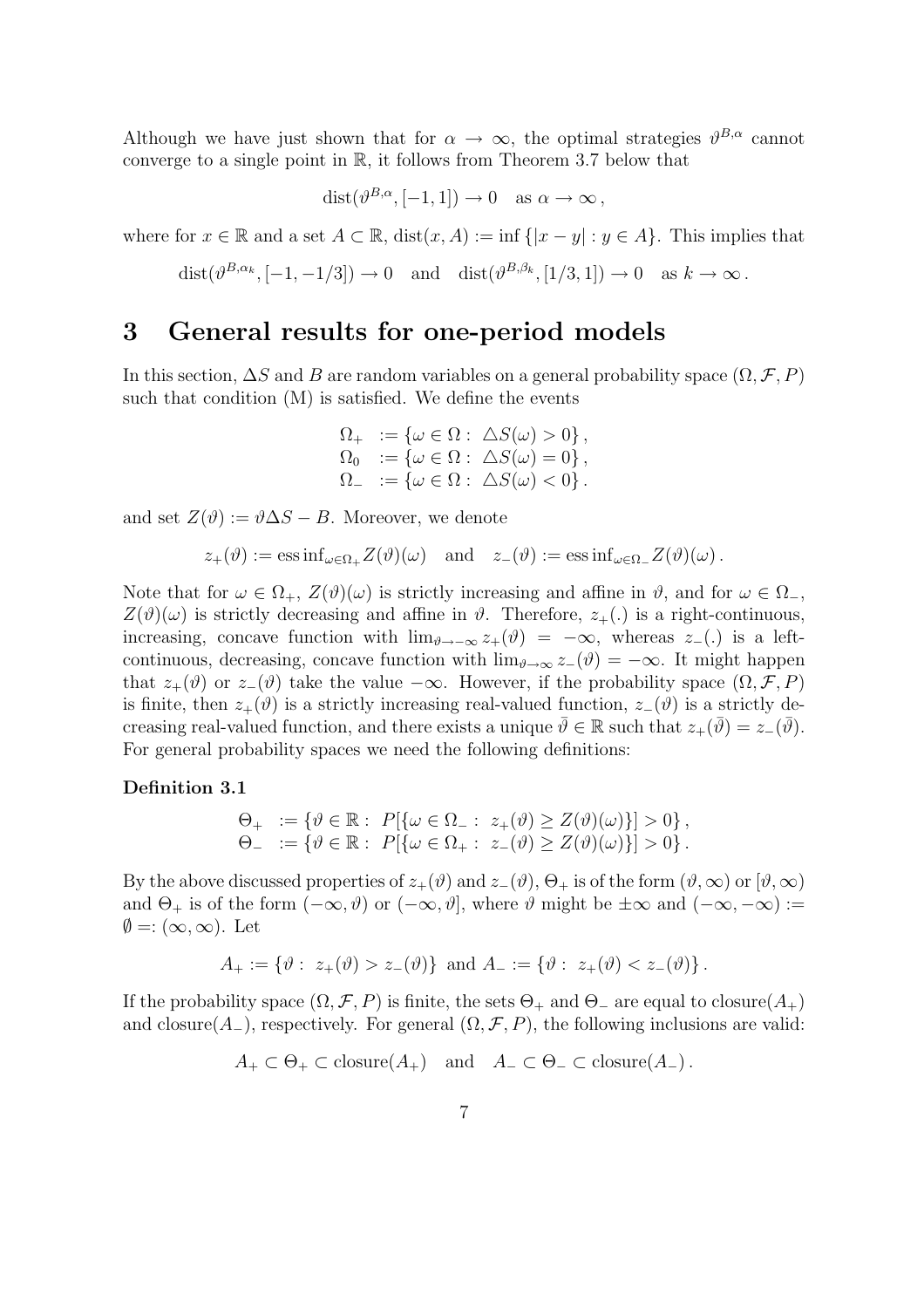Although we have just shown that for $\alpha \to \infty$, the optimal strategies $\vartheta^{B,\alpha}$ cannot converge to a single point in $\mathbb{R}$, it follows from Theorem 3.7 below that

$$\mathrm{dist}(\vartheta^{B,\alpha}, [-1,1]) \to 0 \quad \text{as } \alpha \to \infty\,,$$

where for $x \in \mathbb{R}$ and a set $A \subset \mathbb{R}$, $\mathrm{dist}(x, A) := \inf\{|x-y| : y \in A\}$. This implies that

$$\mathrm{dist}(\vartheta^{B,\alpha_k}, [-1,-1/3]) \to 0 \quad \text{and} \quad \mathrm{dist}(\vartheta^{B,\beta_k}, [1/3,1]) \to 0 \quad \text{as } k \to \infty\,.$$

# 3 General results for one-period models

In this section, $\Delta S$ and $B$ are random variables on a general probability space $(\Omega, \mathcal{F}, P)$ such that condition (M) is satisfied. We define the events

$$\begin{aligned}
\Omega_+ &:= \{\omega \in \Omega : \triangle S(\omega) > 0\}\,,\\
\Omega_0 &:= \{\omega \in \Omega : \triangle S(\omega) = 0\}\,,\\
\Omega_- &:= \{\omega \in \Omega : \triangle S(\omega) < 0\}\,.
\end{aligned}$$

and set $Z(\vartheta) := \vartheta\Delta S - B$. Moreover, we denote

$$z_+(\vartheta) := \operatorname{ess\,inf}_{\omega\in\Omega_+} Z(\vartheta)(\omega) \quad \text{and} \quad z_-(\vartheta) := \operatorname{ess\,inf}_{\omega\in\Omega_-} Z(\vartheta)(\omega)\,.$$

Note that for $\omega \in \Omega_+$, $Z(\vartheta)(\omega)$ is strictly increasing and affine in $\vartheta$, and for $\omega \in \Omega_-$, $Z(\vartheta)(\omega)$ is strictly decreasing and affine in $\vartheta$. Therefore, $z_+(.)$ is a right-continuous, increasing, concave function with $\lim_{\vartheta\to-\infty} z_+(\vartheta) = -\infty$, whereas $z_-(.)$ is a left-continuous, decreasing, concave function with $\lim_{\vartheta\to\infty} z_-(\vartheta) = -\infty$. It might happen that $z_+(\vartheta)$ or $z_-(\vartheta)$ take the value $-\infty$. However, if the probability space $(\Omega, \mathcal{F}, P)$ is finite, then $z_+(\vartheta)$ is a strictly increasing real-valued function, $z_-(\vartheta)$ is a strictly decreasing real-valued function, and there exists a unique $\bar{\vartheta} \in \mathbb{R}$ such that $z_+(\bar{\vartheta}) = z_-(\bar{\vartheta})$. For general probability spaces we need the following definitions:

**Definition 3.1**

$$\begin{aligned}
\Theta_+ &:= \{\vartheta \in \mathbb{R} : P[\{\omega \in \Omega_- : z_+(\vartheta) \geq Z(\vartheta)(\omega)\}] > 0\}\,,\\
\Theta_- &:= \{\vartheta \in \mathbb{R} : P[\{\omega \in \Omega_+ : z_-(\vartheta) \geq Z(\vartheta)(\omega)\}] > 0\}\,.
\end{aligned}$$

By the above discussed properties of $z_+(\vartheta)$ and $z_-(\vartheta)$, $\Theta_+$ is of the form $(\vartheta, \infty)$ or $[\vartheta, \infty)$ and $\Theta_+$ is of the form $(-\infty, \vartheta)$ or $(-\infty, \vartheta]$, where $\vartheta$ might be $\pm\infty$ and $(-\infty, -\infty) := \emptyset =: (\infty, \infty)$. Let

$$A_+ := \{\vartheta : z_+(\vartheta) > z_-(\vartheta)\} \text{ and } A_- := \{\vartheta : z_+(\vartheta) < z_-(\vartheta)\}\,.$$

If the probability space $(\Omega, \mathcal{F}, P)$ is finite, the sets $\Theta_+$ and $\Theta_-$ are equal to closure$(A_+)$ and closure$(A_-)$, respectively. For general $(\Omega, \mathcal{F}, P)$, the following inclusions are valid:

$$A_+ \subset \Theta_+ \subset \mathrm{closure}(A_+) \quad \text{and} \quad A_- \subset \Theta_- \subset \mathrm{closure}(A_-)\,.$$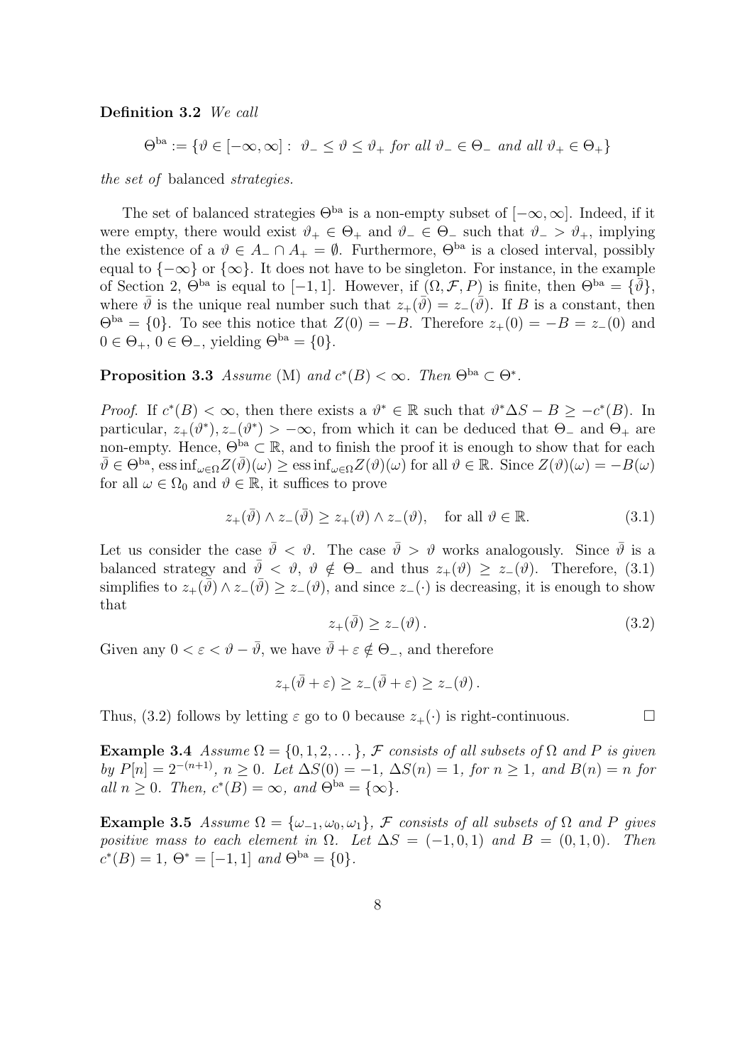**Definition 3.2** *We call*

$$\Theta^{\text{ba}} := \{\vartheta \in [-\infty, \infty] : \; \vartheta_- \le \vartheta \le \vartheta_+ \text{ for all } \vartheta_- \in \Theta_- \text{ and all } \vartheta_+ \in \Theta_+\}$$

*the set of* balanced *strategies.*

The set of balanced strategies $\Theta^{\text{ba}}$ is a non-empty subset of $[-\infty, \infty]$. Indeed, if it were empty, there would exist $\vartheta_+ \in \Theta_+$ and $\vartheta_- \in \Theta_-$ such that $\vartheta_- > \vartheta_+$, implying the existence of a $\vartheta \in A_- \cap A_+ = \emptyset$. Furthermore, $\Theta^{\text{ba}}$ is a closed interval, possibly equal to $\{-\infty\}$ or $\{\infty\}$. It does not have to be singleton. For instance, in the example of Section 2, $\Theta^{\text{ba}}$ is equal to $[-1, 1]$. However, if $(\Omega, \mathcal{F}, P)$ is finite, then $\Theta^{\text{ba}} = \{\bar{\vartheta}\}$, where $\bar{\vartheta}$ is the unique real number such that $z_+(\bar{\vartheta}) = z_-(\bar{\vartheta})$. If $B$ is a constant, then $\Theta^{\text{ba}} = \{0\}$. To see this notice that $Z(0) = -B$. Therefore $z_+(0) = -B = z_-(0)$ and $0 \in \Theta_+$, $0 \in \Theta_-$, yielding $\Theta^{\text{ba}} = \{0\}$.

**Proposition 3.3** *Assume* (M) *and* $c^*(B) < \infty$*. Then* $\Theta^{\text{ba}} \subset \Theta^*$*.*

*Proof.* If $c^*(B) < \infty$, then there exists a $\vartheta^* \in \mathbb{R}$ such that $\vartheta^* \Delta S - B \ge -c^*(B)$. In particular, $z_+(\vartheta^*), z_-(\vartheta^*) > -\infty$, from which it can be deduced that $\Theta_-$ and $\Theta_+$ are non-empty. Hence, $\Theta^{\text{ba}} \subset \mathbb{R}$, and to finish the proof it is enough to show that for each $\bar{\vartheta} \in \Theta^{\text{ba}}$, $\operatorname{ess\,inf}_{\omega \in \Omega} Z(\bar{\vartheta})(\omega) \ge \operatorname{ess\,inf}_{\omega \in \Omega} Z(\vartheta)(\omega)$ for all $\vartheta \in \mathbb{R}$. Since $Z(\vartheta)(\omega) = -B(\omega)$ for all $\omega \in \Omega_0$ and $\vartheta \in \mathbb{R}$, it suffices to prove

$$z_+(\bar{\vartheta}) \wedge z_-(\bar{\vartheta}) \ge z_+(\vartheta) \wedge z_-(\vartheta), \quad \text{for all } \vartheta \in \mathbb{R}. \tag{3.1}$$

Let us consider the case $\bar{\vartheta} < \vartheta$. The case $\bar{\vartheta} > \vartheta$ works analogously. Since $\bar{\vartheta}$ is a balanced strategy and $\bar{\vartheta} < \vartheta$, $\vartheta \notin \Theta_-$ and thus $z_+(\vartheta) \ge z_-(\vartheta)$. Therefore, (3.1) simplifies to $z_+(\bar{\vartheta}) \wedge z_-(\bar{\vartheta}) \ge z_-(\vartheta)$, and since $z_-(\cdot)$ is decreasing, it is enough to show that

$$z_+(\bar{\vartheta}) \ge z_-(\vartheta)\,. \tag{3.2}$$

Given any $0 < \varepsilon < \vartheta - \bar{\vartheta}$, we have $\bar{\vartheta} + \varepsilon \notin \Theta_-$, and therefore

$$z_+(\bar{\vartheta} + \varepsilon) \ge z_-(\bar{\vartheta} + \varepsilon) \ge z_-(\vartheta)\,.$$

Thus, (3.2) follows by letting $\varepsilon$ go to 0 because $z_+(\cdot)$ is right-continuous. $\square$

**Example 3.4** *Assume* $\Omega = \{0, 1, 2, \dots\}$*,* $\mathcal{F}$ *consists of all subsets of* $\Omega$ *and* $P$ *is given by* $P[n] = 2^{-(n+1)}$*,* $n \ge 0$*. Let* $\Delta S(0) = -1$*,* $\Delta S(n) = 1$*, for* $n \ge 1$*, and* $B(n) = n$ *for all* $n \ge 0$*. Then,* $c^*(B) = \infty$*, and* $\Theta^{\text{ba}} = \{\infty\}$*.*

**Example 3.5** *Assume* $\Omega = \{\omega_{-1}, \omega_0, \omega_1\}$*,* $\mathcal{F}$ *consists of all subsets of* $\Omega$ *and* $P$ *gives positive mass to each element in* $\Omega$*. Let* $\Delta S = (-1, 0, 1)$ *and* $B = (0, 1, 0)$*. Then* $c^*(B) = 1$*,* $\Theta^* = [-1, 1]$ *and* $\Theta^{\text{ba}} = \{0\}$*.*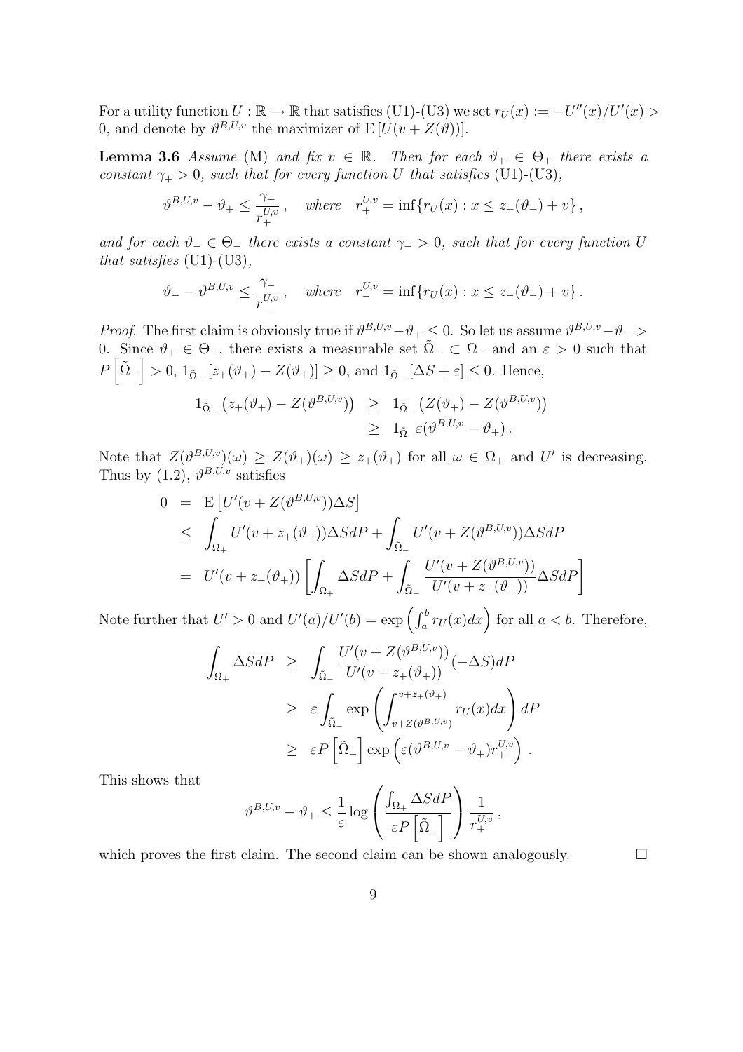For a utility function $U : \mathbb{R} \to \mathbb{R}$ that satisfies (U1)-(U3) we set $r_U(x) := -U''(x)/U'(x) > 0$, and denote by $\vartheta^{B,U,v}$ the maximizer of $\mathrm{E}\left[U(v + Z(\vartheta))\right]$.

**Lemma 3.6** *Assume* (M) *and fix* $v \in \mathbb{R}$. *Then for each* $\vartheta_+ \in \Theta_+$ *there exists a constant* $\gamma_+ > 0$*, such that for every function* $U$ *that satisfies* (U1)-(U3)*,*

$$\vartheta^{B,U,v} - \vartheta_+ \leq \frac{\gamma_+}{r_+^{U,v}}\,, \quad \text{where} \quad r_+^{U,v} = \inf\{r_U(x) : x \leq z_+(\vartheta_+) + v\}\,,$$

*and for each* $\vartheta_- \in \Theta_-$ *there exists a constant* $\gamma_- > 0$*, such that for every function* $U$ *that satisfies* (U1)-(U3)*,*

$$\vartheta_- - \vartheta^{B,U,v} \leq \frac{\gamma_-}{r_-^{U,v}}\,, \quad \text{where} \quad r_-^{U,v} = \inf\{r_U(x) : x \leq z_-(\vartheta_-) + v\}\,.$$

*Proof*. The first claim is obviously true if $\vartheta^{B,U,v} - \vartheta_+ \leq 0$. So let us assume $\vartheta^{B,U,v} - \vartheta_+ > 0$. Since $\vartheta_+ \in \Theta_+$, there exists a measurable set $\tilde{\Omega}_- \subset \Omega_-$ and an $\varepsilon > 0$ such that $P\left[\tilde{\Omega}_-\right] > 0$, $1_{\tilde{\Omega}_-}\left[z_+(\vartheta_+) - Z(\vartheta_+)\right] \geq 0$, and $1_{\tilde{\Omega}_-}\left[\Delta S + \varepsilon\right] \leq 0$. Hence,

$$\begin{aligned}
1_{\tilde{\Omega}_-}\left(z_+(\vartheta_+) - Z(\vartheta^{B,U,v})\right) &\geq 1_{\tilde{\Omega}_-}\left(Z(\vartheta_+) - Z(\vartheta^{B,U,v})\right) \\
&\geq 1_{\tilde{\Omega}_-}\varepsilon(\vartheta^{B,U,v} - \vartheta_+)\,.
\end{aligned}$$

Note that $Z(\vartheta^{B,U,v})(\omega) \geq Z(\vartheta_+)(\omega) \geq z_+(\vartheta_+)$ for all $\omega \in \Omega_+$ and $U'$ is decreasing. Thus by (1.2), $\vartheta^{B,U,v}$ satisfies

$$\begin{aligned}
0 &= \mathrm{E}\left[U'(v + Z(\vartheta^{B,U,v}))\Delta S\right] \\
&\leq \int_{\Omega_+} U'(v + z_+(\vartheta_+))\Delta S dP + \int_{\tilde{\Omega}_-} U'(v + Z(\vartheta^{B,U,v}))\Delta S dP \\
&= U'(v + z_+(\vartheta_+))\left[\int_{\Omega_+} \Delta S dP + \int_{\tilde{\Omega}_-} \frac{U'(v + Z(\vartheta^{B,U,v}))}{U'(v + z_+(\vartheta_+))}\Delta S dP\right]
\end{aligned}$$

Note further that $U' > 0$ and $U'(a)/U'(b) = \exp\left(\int_a^b r_U(x)dx\right)$ for all $a < b$. Therefore,

$$\begin{aligned}
\int_{\Omega_+} \Delta S dP &\geq \int_{\tilde{\Omega}_-} \frac{U'(v + Z(\vartheta^{B,U,v}))}{U'(v + z_+(\vartheta_+))}(-\Delta S)dP \\
&\geq \varepsilon \int_{\tilde{\Omega}_-} \exp\left(\int_{v + Z(\vartheta^{B,U,v})}^{v + z_+(\vartheta_+)} r_U(x)dx\right)dP \\
&\geq \varepsilon P\left[\tilde{\Omega}_-\right]\exp\left(\varepsilon(\vartheta^{B,U,v} - \vartheta_+)r_+^{U,v}\right)\,.
\end{aligned}$$

This shows that

$$\vartheta^{B,U,v} - \vartheta_+ \leq \frac{1}{\varepsilon}\log\left(\frac{\int_{\Omega_+} \Delta S dP}{\varepsilon P\left[\tilde{\Omega}_-\right]}\right)\frac{1}{r_+^{U,v}}\,,$$

which proves the first claim. The second claim can be shown analogously. $\square$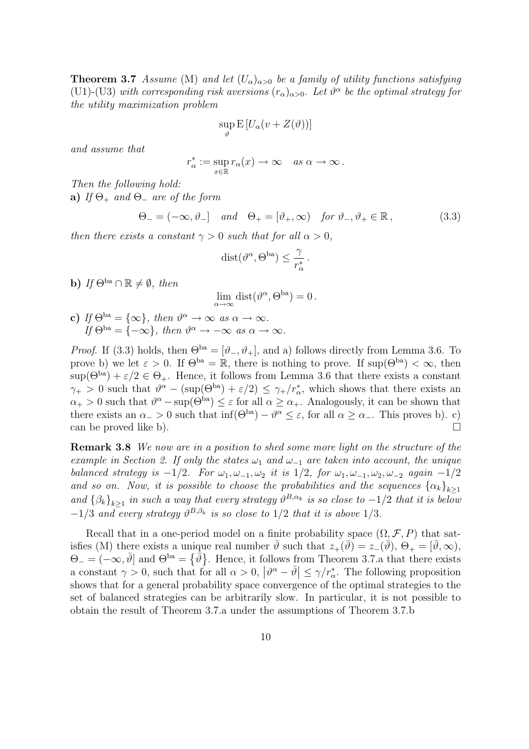**Theorem 3.7** *Assume* (M) *and let* $(U_\alpha)_{\alpha>0}$ *be a family of utility functions satisfying* (U1)-(U3) *with corresponding risk aversions* $(r_\alpha)_{\alpha>0}$. *Let* $\vartheta^\alpha$ *be the optimal strategy for the utility maximization problem*

$$\sup_{\vartheta} \mathrm{E}\left[U_\alpha(v + Z(\vartheta))\right]$$

*and assume that*

$$r^*_\alpha := \sup_{x\in\mathbb{R}} r_\alpha(x) \to \infty \quad \text{as } \alpha \to \infty\,.$$

*Then the following hold:*

**a)** *If* $\Theta_+$ *and* $\Theta_-$ *are of the form*

$$\Theta_- = (-\infty, \vartheta_-] \quad \text{and} \quad \Theta_+ = [\vartheta_+, \infty) \quad \text{for } \vartheta_-, \vartheta_+ \in \mathbb{R}\,, \tag{3.3}$$

*then there exists a constant* $\gamma > 0$ *such that for all* $\alpha > 0$,

$$\mathrm{dist}(\vartheta^\alpha, \Theta^{\mathrm{ba}}) \leq \frac{\gamma}{r^*_\alpha}\,.$$

**b)** *If* $\Theta^{\mathrm{ba}} \cap \mathbb{R} \neq \emptyset$, *then*

$$\lim_{\alpha\to\infty} \mathrm{dist}(\vartheta^\alpha, \Theta^{\mathrm{ba}}) = 0\,.$$

**c)** *If* $\Theta^{\mathrm{ba}} = \{\infty\}$, *then* $\vartheta^\alpha \to \infty$ *as* $\alpha \to \infty$.
*If* $\Theta^{\mathrm{ba}} = \{-\infty\}$, *then* $\vartheta^\alpha \to -\infty$ *as* $\alpha \to \infty$.

*Proof.* If (3.3) holds, then $\Theta^{\mathrm{ba}} = [\vartheta_-, \vartheta_+]$, and a) follows directly from Lemma 3.6. To prove b) we let $\varepsilon > 0$. If $\Theta^{\mathrm{ba}} = \mathbb{R}$, there is nothing to prove. If $\sup(\Theta^{\mathrm{ba}}) < \infty$, then $\sup(\Theta^{\mathrm{ba}}) + \varepsilon/2 \in \Theta_+$. Hence, it follows from Lemma 3.6 that there exists a constant $\gamma_+ > 0$ such that $\vartheta^\alpha - (\sup(\Theta^{\mathrm{ba}}) + \varepsilon/2) \leq \gamma_+/r^*_\alpha$, which shows that there exists an $\alpha_+ > 0$ such that $\vartheta^\alpha - \sup(\Theta^{\mathrm{ba}}) \leq \varepsilon$ for all $\alpha \geq \alpha_+$. Analogously, it can be shown that there exists an $\alpha_- > 0$ such that $\inf(\Theta^{\mathrm{ba}}) - \vartheta^\alpha \leq \varepsilon$, for all $\alpha \geq \alpha_-$. This proves b). c) can be proved like b). $\square$

**Remark 3.8** *We now are in a position to shed some more light on the structure of the example in Section 2. If only the states* $\omega_1$ *and* $\omega_{-1}$ *are taken into account, the unique balanced strategy is* $-1/2$. *For* $\omega_1, \omega_{-1}, \omega_2$ *it is* $1/2$, *for* $\omega_1, \omega_{-1}, \omega_2, \omega_{-2}$ *again* $-1/2$ *and so on. Now, it is possible to choose the probabilities and the sequences* $\{\alpha_k\}_{k\geq 1}$ *and* $\{\beta_k\}_{k\geq 1}$ *in such a way that every strategy* $\vartheta^{B,\alpha_k}$ *is so close to* $-1/2$ *that it is below* $-1/3$ *and every strategy* $\vartheta^{B,\beta_k}$ *is so close to* $1/2$ *that it is above* $1/3$.

Recall that in a one-period model on a finite probability space $(\Omega, \mathcal{F}, P)$ that satisfies (M) there exists a unique real number $\bar{\vartheta}$ such that $z_+(\bar{\vartheta}) = z_-(\bar{\vartheta})$, $\Theta_+ = [\bar{\vartheta}, \infty)$, $\Theta_- = (-\infty, \bar{\vartheta}]$ and $\Theta^{\mathrm{ba}} = \{\bar{\vartheta}\}$. Hence, it follows from Theorem 3.7.a that there exists a constant $\gamma > 0$, such that for all $\alpha > 0$, $\left|\vartheta^\alpha - \bar{\vartheta}\right| \leq \gamma/r^*_\alpha$. The following proposition shows that for a general probability space convergence of the optimal strategies to the set of balanced strategies can be arbitrarily slow. In particular, it is not possible to obtain the result of Theorem 3.7.a under the assumptions of Theorem 3.7.b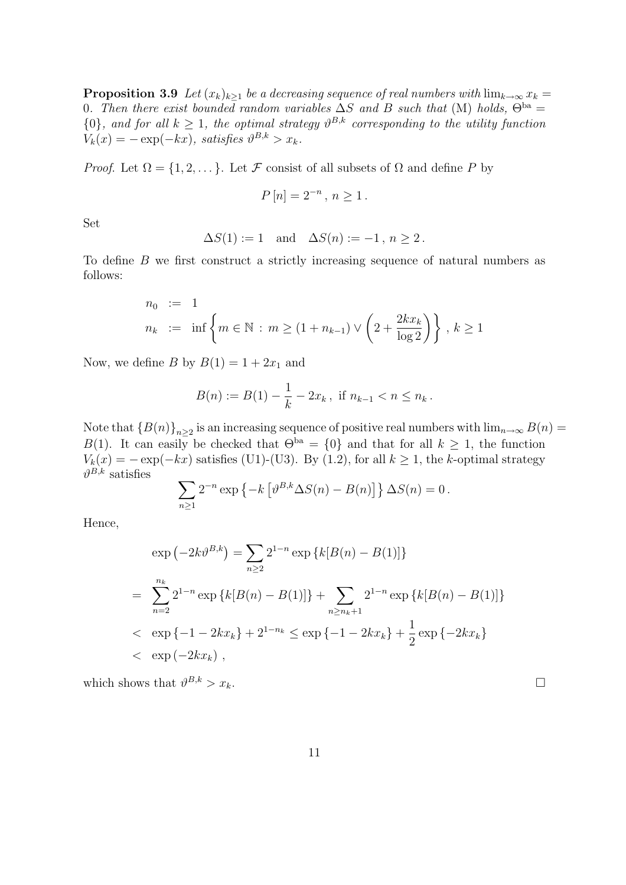**Proposition 3.9** *Let $(x_k)_{k\geq 1}$ be a decreasing sequence of real numbers with $\lim_{k\to\infty} x_k = 0$. Then there exist bounded random variables $\Delta S$ and $B$ such that* (M) *holds, $\Theta^{\text{ba}} = \{0\}$, and for all $k \geq 1$, the optimal strategy $\vartheta^{B,k}$ corresponding to the utility function $V_k(x) = -\exp(-kx)$, satisfies $\vartheta^{B,k} > x_k$.*

*Proof.* Let $\Omega = \{1, 2, \dots\}$. Let $\mathcal{F}$ consist of all subsets of $\Omega$ and define $P$ by

$$P\,[n] = 2^{-n}\,,\; n \geq 1\,.$$

Set

$$\Delta S(1) := 1 \quad \text{and} \quad \Delta S(n) := -1\,,\; n \geq 2\,.$$

To define $B$ we first construct a strictly increasing sequence of natural numbers as follows:

$$\begin{aligned}
n_0 &:= 1 \\
n_k &:= \inf\left\{ m \in \mathbb{N} \,:\, m \geq (1 + n_{k-1}) \vee \left(2 + \frac{2kx_k}{\log 2}\right) \right\}\,,\; k \geq 1
\end{aligned}$$

Now, we define $B$ by $B(1) = 1 + 2x_1$ and

$$B(n) := B(1) - \frac{1}{k} - 2x_k\,,\; \text{ if } n_{k-1} < n \leq n_k\,.$$

Note that $\{B(n)\}_{n\geq 2}$ is an increasing sequence of positive real numbers with $\lim_{n\to\infty} B(n) = B(1)$. It can easily be checked that $\Theta^{\text{ba}} = \{0\}$ and that for all $k \geq 1$, the function $V_k(x) = -\exp(-kx)$ satisfies (U1)-(U3). By (1.2), for all $k \geq 1$, the $k$-optimal strategy $\vartheta^{B,k}$ satisfies

$$\sum_{n\geq 1} 2^{-n} \exp\left\{-k\left[\vartheta^{B,k}\Delta S(n) - B(n)\right]\right\} \Delta S(n) = 0\,.$$

Hence,

$$\begin{aligned}
&\exp\left(-2k\vartheta^{B,k}\right) = \sum_{n\geq 2} 2^{1-n} \exp\left\{k[B(n) - B(1)]\right\} \\
=\;& \sum_{n=2}^{n_k} 2^{1-n} \exp\left\{k[B(n) - B(1)]\right\} + \sum_{n\geq n_k+1} 2^{1-n} \exp\left\{k[B(n) - B(1)]\right\} \\
<\;& \exp\left\{-1 - 2kx_k\right\} + 2^{1-n_k} \leq \exp\left\{-1 - 2kx_k\right\} + \frac{1}{2}\exp\left\{-2kx_k\right\} \\
<\;& \exp\left(-2kx_k\right)\,,
\end{aligned}$$

which shows that $\vartheta^{B,k} > x_k$. $\square$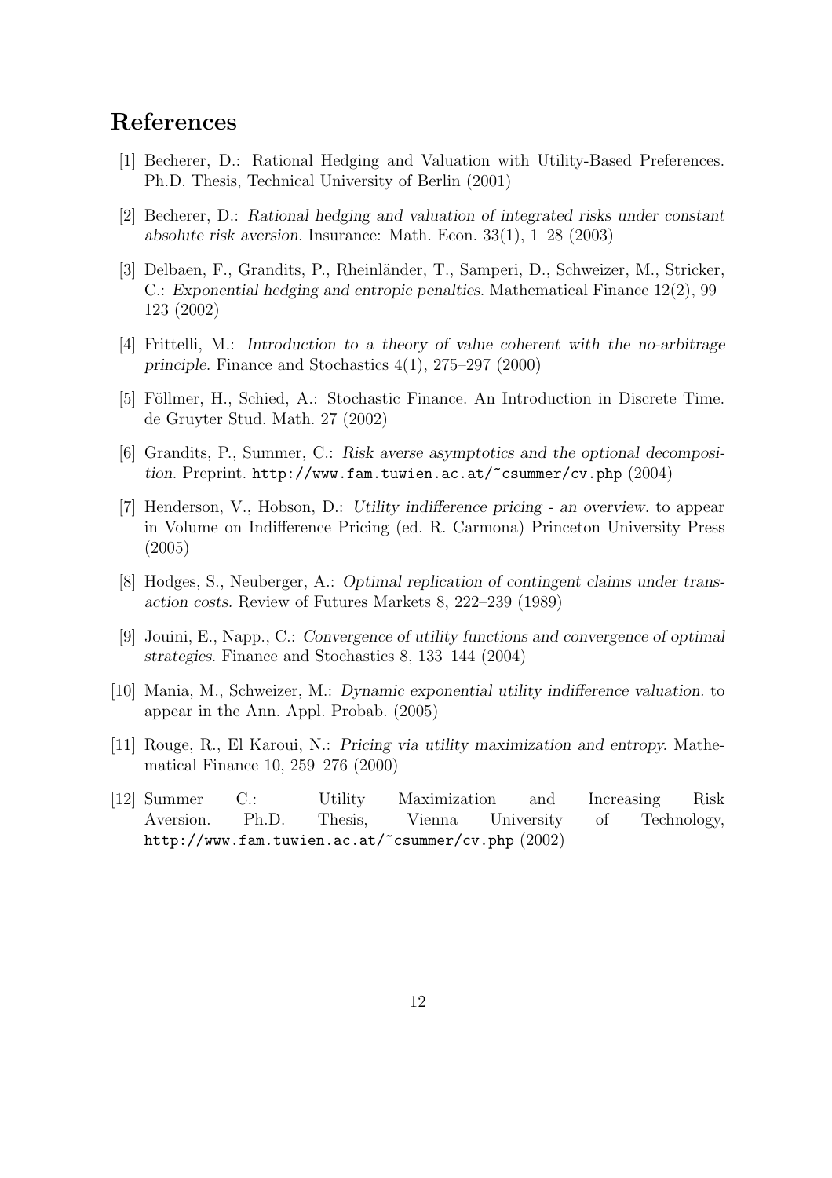## References

[1] Becherer, D.: Rational Hedging and Valuation with Utility-Based Preferences. Ph.D. Thesis, Technical University of Berlin (2001)

[2] Becherer, D.: *Rational hedging and valuation of integrated risks under constant absolute risk aversion.* Insurance: Math. Econ. 33(1), 1–28 (2003)

[3] Delbaen, F., Grandits, P., Rheinländer, T., Samperi, D., Schweizer, M., Stricker, C.: *Exponential hedging and entropic penalties.* Mathematical Finance 12(2), 99–123 (2002)

[4] Frittelli, M.: *Introduction to a theory of value coherent with the no-arbitrage principle.* Finance and Stochastics 4(1), 275–297 (2000)

[5] Föllmer, H., Schied, A.: Stochastic Finance. An Introduction in Discrete Time. de Gruyter Stud. Math. 27 (2002)

[6] Grandits, P., Summer, C.: *Risk averse asymptotics and the optional decomposition.* Preprint. `http://www.fam.tuwien.ac.at/~csummer/cv.php` (2004)

[7] Henderson, V., Hobson, D.: *Utility indifference pricing - an overview.* to appear in Volume on Indifference Pricing (ed. R. Carmona) Princeton University Press (2005)

[8] Hodges, S., Neuberger, A.: *Optimal replication of contingent claims under transaction costs.* Review of Futures Markets 8, 222–239 (1989)

[9] Jouini, E., Napp., C.: *Convergence of utility functions and convergence of optimal strategies.* Finance and Stochastics 8, 133–144 (2004)

[10] Mania, M., Schweizer, M.: *Dynamic exponential utility indifference valuation.* to appear in the Ann. Appl. Probab. (2005)

[11] Rouge, R., El Karoui, N.: *Pricing via utility maximization and entropy.* Mathematical Finance 10, 259–276 (2000)

[12] Summer C.: Utility Maximization and Increasing Risk Aversion. Ph.D. Thesis, Vienna University of Technology, `http://www.fam.tuwien.ac.at/~csummer/cv.php` (2002)